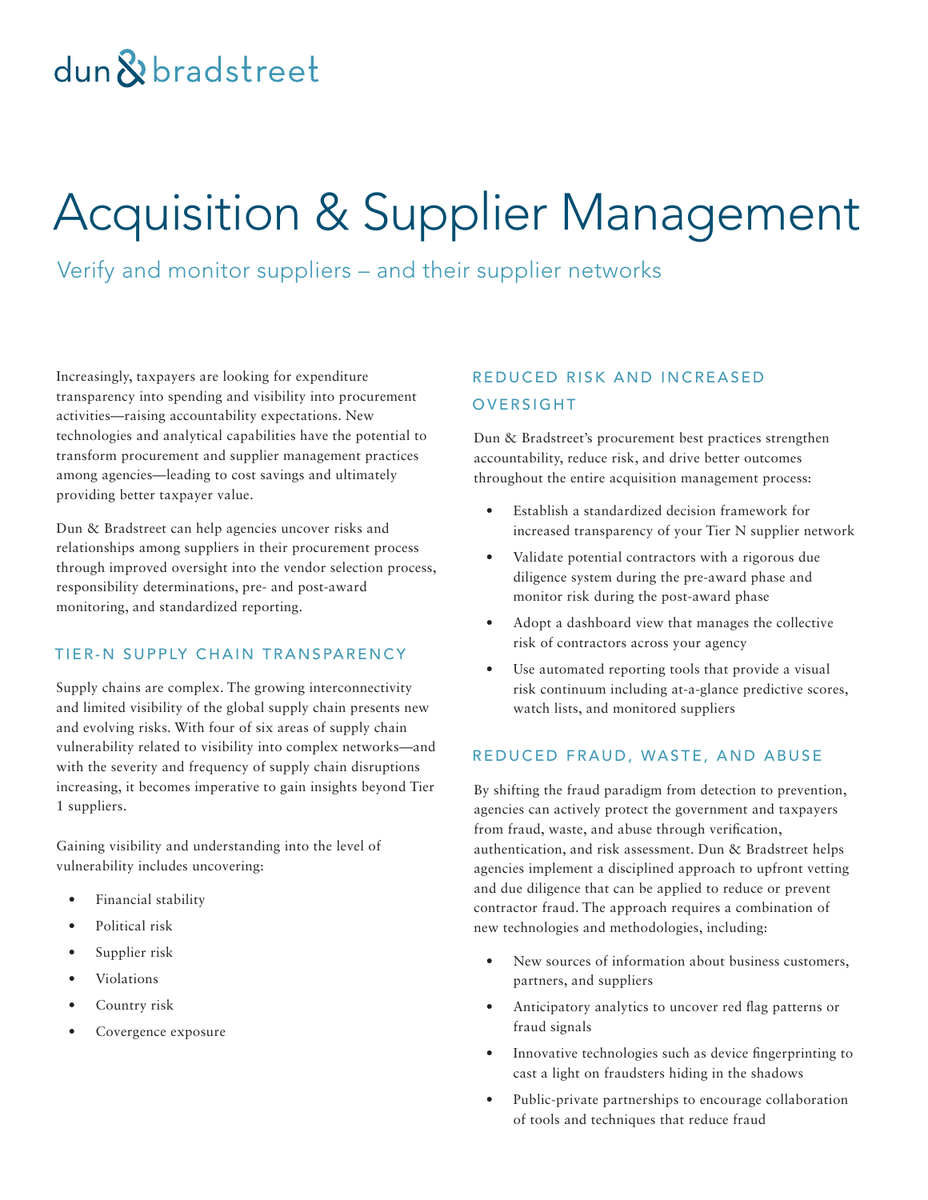dun & bradstreet

# Acquisition & Supplier Management

Verify and monitor suppliers – and their supplier networks

Increasingly, taxpayers are looking for expenditure transparency into spending and visibility into procurement activities—raising accountability expectations. New technologies and analytical capabilities have the potential to transform procurement and supplier management practices among agencies—leading to cost savings and ultimately providing better taxpayer value.

Dun & Bradstreet can help agencies uncover risks and relationships among suppliers in their procurement process through improved oversight into the vendor selection process, responsibility determinations, pre- and post-award monitoring, and standardized reporting.

## TIER-N SUPPLY CHAIN TRANSPARENCY

Supply chains are complex. The growing interconnectivity and limited visibility of the global supply chain presents new and evolving risks. With four of six areas of supply chain vulnerability related to visibility into complex networks—and with the severity and frequency of supply chain disruptions increasing, it becomes imperative to gain insights beyond Tier 1 suppliers.

Gaining visibility and understanding into the level of vulnerability includes uncovering:

- Financial stability
- Political risk
- Supplier risk
- Violations
- Country risk
- Covergence exposure

## REDUCED RISK AND INCREASED OVERSIGHT

Dun & Bradstreet's procurement best practices strengthen accountability, reduce risk, and drive better outcomes throughout the entire acquisition management process:

- Establish a standardized decision framework for increased transparency of your Tier N supplier network
- Validate potential contractors with a rigorous due diligence system during the pre-award phase and monitor risk during the post-award phase
- Adopt a dashboard view that manages the collective risk of contractors across your agency
- Use automated reporting tools that provide a visual risk continuum including at-a-glance predictive scores, watch lists, and monitored suppliers

## REDUCED FRAUD, WASTE, AND ABUSE

By shifting the fraud paradigm from detection to prevention, agencies can actively protect the government and taxpayers from fraud, waste, and abuse through verification, authentication, and risk assessment. Dun & Bradstreet helps agencies implement a disciplined approach to upfront vetting and due diligence that can be applied to reduce or prevent contractor fraud. The approach requires a combination of new technologies and methodologies, including:

- New sources of information about business customers, partners, and suppliers
- Anticipatory analytics to uncover red flag patterns or fraud signals
- Innovative technologies such as device fingerprinting to cast a light on fraudsters hiding in the shadows
- Public-private partnerships to encourage collaboration of tools and techniques that reduce fraud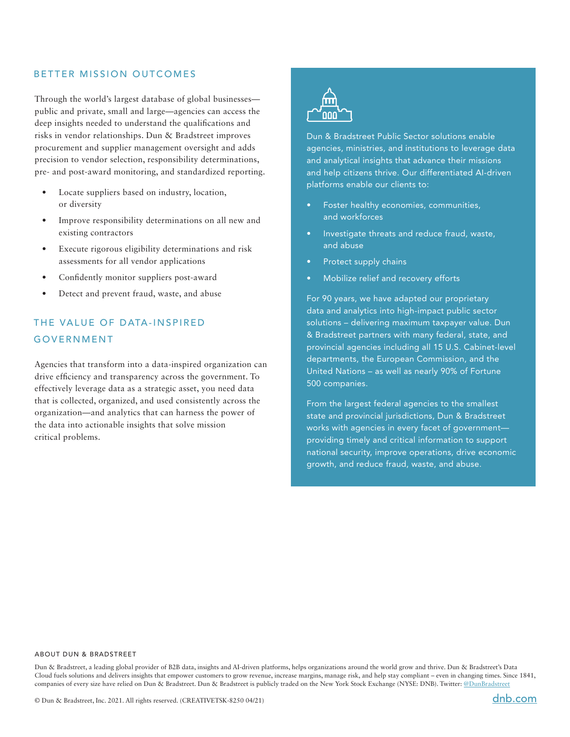## BETTER MISSION OUTCOMES

Through the world's largest database of global businesses—public and private, small and large—agencies can access the deep insights needed to understand the qualifications and risks in vendor relationships. Dun & Bradstreet improves procurement and supplier management oversight and adds precision to vendor selection, responsibility determinations, pre- and post-award monitoring, and standardized reporting.

- Locate suppliers based on industry, location, or diversity
- Improve responsibility determinations on all new and existing contractors
- Execute rigorous eligibility determinations and risk assessments for all vendor applications
- Confidently monitor suppliers post-award
- Detect and prevent fraud, waste, and abuse

## THE VALUE OF DATA-INSPIRED GOVERNMENT

Agencies that transform into a data-inspired organization can drive efficiency and transparency across the government. To effectively leverage data as a strategic asset, you need data that is collected, organized, and used consistently across the organization—and analytics that can harness the power of the data into actionable insights that solve mission critical problems.

Dun & Bradstreet Public Sector solutions enable agencies, ministries, and institutions to leverage data and analytical insights that advance their missions and help citizens thrive. Our differentiated AI-driven platforms enable our clients to:

- Foster healthy economies, communities, and workforces
- Investigate threats and reduce fraud, waste, and abuse
- Protect supply chains
- Mobilize relief and recovery efforts

For 90 years, we have adapted our proprietary data and analytics into high-impact public sector solutions – delivering maximum taxpayer value. Dun & Bradstreet partners with many federal, state, and provincial agencies including all 15 U.S. Cabinet-level departments, the European Commission, and the United Nations – as well as nearly 90% of Fortune 500 companies.

From the largest federal agencies to the smallest state and provincial jurisdictions, Dun & Bradstreet works with agencies in every facet of government—providing timely and critical information to support national security, improve operations, drive economic growth, and reduce fraud, waste, and abuse.

### ABOUT DUN & BRADSTREET

Dun & Bradstreet, a leading global provider of B2B data, insights and AI-driven platforms, helps organizations around the world grow and thrive. Dun & Bradstreet's Data Cloud fuels solutions and delivers insights that empower customers to grow revenue, increase margins, manage risk, and help stay compliant – even in changing times. Since 1841, companies of every size have relied on Dun & Bradstreet. Dun & Bradstreet is publicly traded on the New York Stock Exchange (NYSE: DNB). Twitter: @DunBradstreet

© Dun & Bradstreet, Inc. 2021. All rights reserved. (CREATIVETSK-8250 04/21)

dnb.com